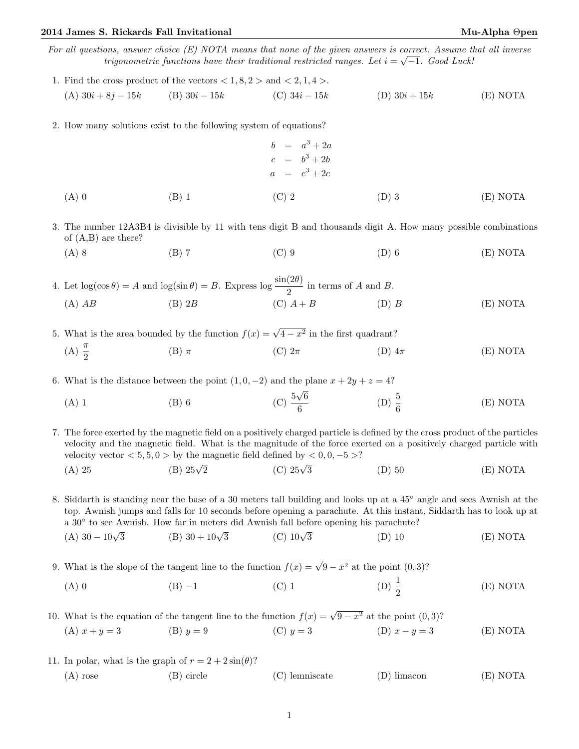## 2014 James S. Rickards Fall Invitational — Mu-Alpha Θpen

*For all questions, answer choice (E) NOTA means that none of the given answers is correct. Assume that all inverse trigonometric functions have their traditional restricted ranges. Let $i = \sqrt{-1}$. Good Luck!*

1. Find the cross product of the vectors $<1, 8, 2>$ and $<2, 1, 4>$.
   (A) $30i + 8j - 15k$ (B) $30i - 15k$ (C) $34i - 15k$ (D) $30i + 15k$ (E) NOTA

2. How many solutions exist to the following system of equations?
   $$\begin{aligned} b &= a^3 + 2a \\ c &= b^3 + 2b \\ a &= c^3 + 2c \end{aligned}$$
   (A) 0 (B) 1 (C) 2 (D) 3 (E) NOTA

3. The number 12A3B4 is divisible by 11 with tens digit B and thousands digit A. How many possible combinations of (A,B) are there?
   (A) 8 (B) 7 (C) 9 (D) 6 (E) NOTA

4. Let $\log(\cos\theta) = A$ and $\log(\sin\theta) = B$. Express $\log \dfrac{\sin(2\theta)}{2}$ in terms of $A$ and $B$.
   (A) $AB$ (B) $2B$ (C) $A + B$ (D) $B$ (E) NOTA

5. What is the area bounded by the function $f(x) = \sqrt{4 - x^2}$ in the first quadrant?
   (A) $\dfrac{\pi}{2}$ (B) $\pi$ (C) $2\pi$ (D) $4\pi$ (E) NOTA

6. What is the distance between the point $(1, 0, -2)$ and the plane $x + 2y + z = 4$?
   (A) 1 (B) 6 (C) $\dfrac{5\sqrt{6}}{6}$ (D) $\dfrac{5}{6}$ (E) NOTA

7. The force exerted by the magnetic field on a positively charged particle is defined by the cross product of the particles velocity and the magnetic field. What is the magnitude of the force exerted on a positively charged particle with velocity vector $<5, 5, 0>$ by the magnetic field defined by $<0, 0, -5>$?
   (A) 25 (B) $25\sqrt{2}$ (C) $25\sqrt{3}$ (D) 50 (E) NOTA

8. Siddarth is standing near the base of a 30 meters tall building and looks up at a 45° angle and sees Awnish at the top. Awnish jumps and falls for 10 seconds before opening a parachute. At this instant, Siddarth has to look up at a 30° to see Awnish. How far in meters did Awnish fall before opening his parachute?
   (A) $30 - 10\sqrt{3}$ (B) $30 + 10\sqrt{3}$ (C) $10\sqrt{3}$ (D) 10 (E) NOTA

9. What is the slope of the tangent line to the function $f(x) = \sqrt{9 - x^2}$ at the point $(0, 3)$?
   (A) 0 (B) $-1$ (C) 1 (D) $\dfrac{1}{2}$ (E) NOTA

10. What is the equation of the tangent line to the function $f(x) = \sqrt{9 - x^2}$ at the point $(0, 3)$?
    (A) $x + y = 3$ (B) $y = 9$ (C) $y = 3$ (D) $x - y = 3$ (E) NOTA

11. In polar, what is the graph of $r = 2 + 2\sin(\theta)$?
    (A) rose (B) circle (C) lemniscate (D) limacon (E) NOTA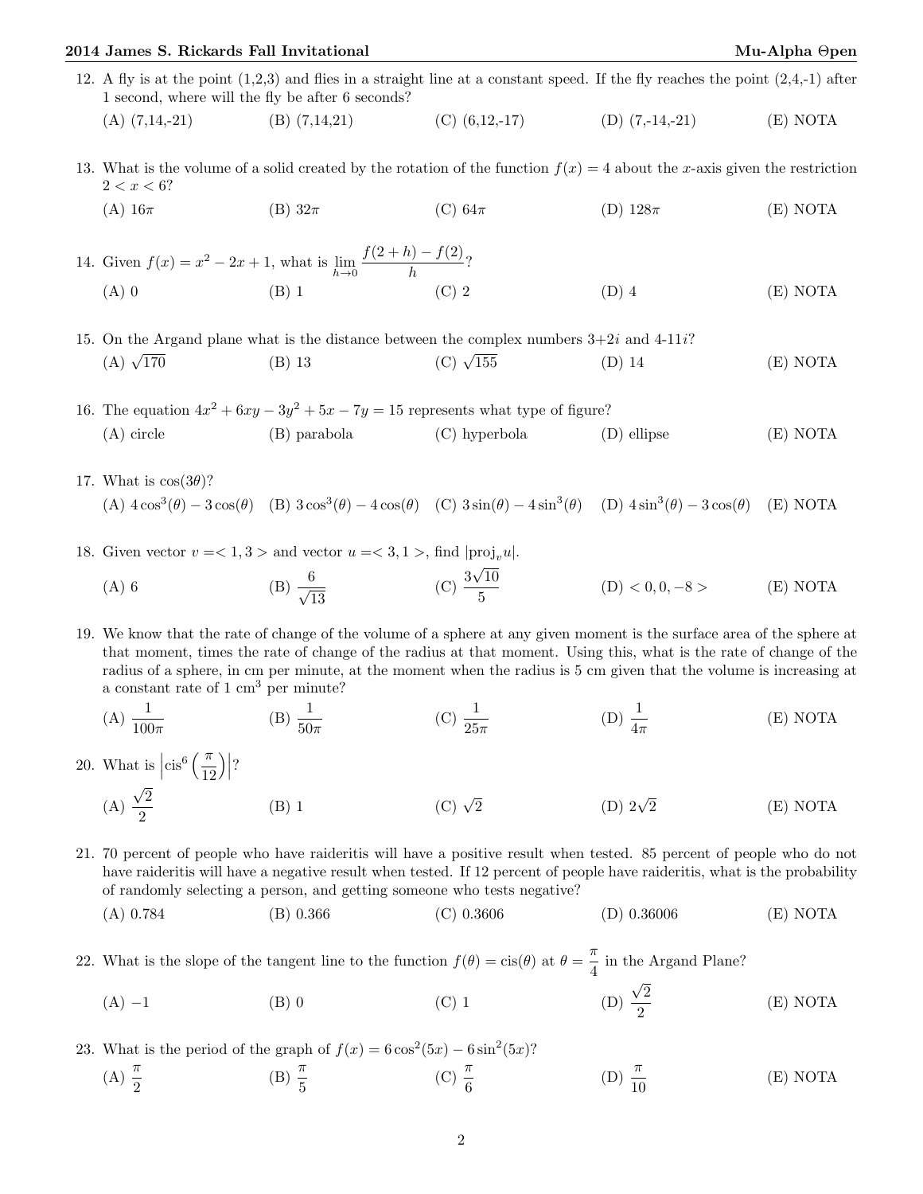12. A fly is at the point (1,2,3) and flies in a straight line at a constant speed. If the fly reaches the point (2,4,-1) after 1 second, where will the fly be after 6 seconds?

(A) (7,14,-21) (B) (7,14,21) (C) (6,12,-17) (D) (7,-14,-21) (E) NOTA

13. What is the volume of a solid created by the rotation of the function $f(x) = 4$ about the $x$-axis given the restriction $2 < x < 6$?

(A) $16\pi$ (B) $32\pi$ (C) $64\pi$ (D) $128\pi$ (E) NOTA

14. Given $f(x) = x^2 - 2x + 1$, what is $\lim_{h \to 0} \frac{f(2+h) - f(2)}{h}$?

(A) 0 (B) 1 (C) 2 (D) 4 (E) NOTA

15. On the Argand plane what is the distance between the complex numbers $3+2i$ and $4-11i$?

(A) $\sqrt{170}$ (B) 13 (C) $\sqrt{155}$ (D) 14 (E) NOTA

16. The equation $4x^2 + 6xy - 3y^2 + 5x - 7y = 15$ represents what type of figure?

(A) circle (B) parabola (C) hyperbola (D) ellipse (E) NOTA

17. What is $\cos(3\theta)$?

(A) $4\cos^3(\theta) - 3\cos(\theta)$ (B) $3\cos^3(\theta) - 4\cos(\theta)$ (C) $3\sin(\theta) - 4\sin^3(\theta)$ (D) $4\sin^3(\theta) - 3\cos(\theta)$ (E) NOTA

18. Given vector $v = <1, 3>$ and vector $u = <3, 1>$, find $|\text{proj}_v u|$.

(A) 6 (B) $\frac{6}{\sqrt{13}}$ (C) $\frac{3\sqrt{10}}{5}$ (D) $<0, 0, -8>$ (E) NOTA

19. We know that the rate of change of the volume of a sphere at any given moment is the surface area of the sphere at that moment, times the rate of change of the radius at that moment. Using this, what is the rate of change of the radius of a sphere, in cm per minute, at the moment when the radius is 5 cm given that the volume is increasing at a constant rate of 1 cm$^3$ per minute?

(A) $\frac{1}{100\pi}$ (B) $\frac{1}{50\pi}$ (C) $\frac{1}{25\pi}$ (D) $\frac{1}{4\pi}$ (E) NOTA

20. What is $\left|\text{cis}^6\left(\frac{\pi}{12}\right)\right|$?

(A) $\frac{\sqrt{2}}{2}$ (B) 1 (C) $\sqrt{2}$ (D) $2\sqrt{2}$ (E) NOTA

21. 70 percent of people who have raideritis will have a positive result when tested. 85 percent of people who do not have raideritis will have a negative result when tested. If 12 percent of people have raideritis, what is the probability of randomly selecting a person, and getting someone who tests negative?

(A) 0.784 (B) 0.366 (C) 0.3606 (D) 0.36006 (E) NOTA

22. What is the slope of the tangent line to the function $f(\theta) = \text{cis}(\theta)$ at $\theta = \frac{\pi}{4}$ in the Argand Plane?

(A) $-1$ (B) 0 (C) 1 (D) $\frac{\sqrt{2}}{2}$ (E) NOTA

23. What is the period of the graph of $f(x) = 6\cos^2(5x) - 6\sin^2(5x)$?

(A) $\frac{\pi}{2}$ (B) $\frac{\pi}{5}$ (C) $\frac{\pi}{6}$ (D) $\frac{\pi}{10}$ (E) NOTA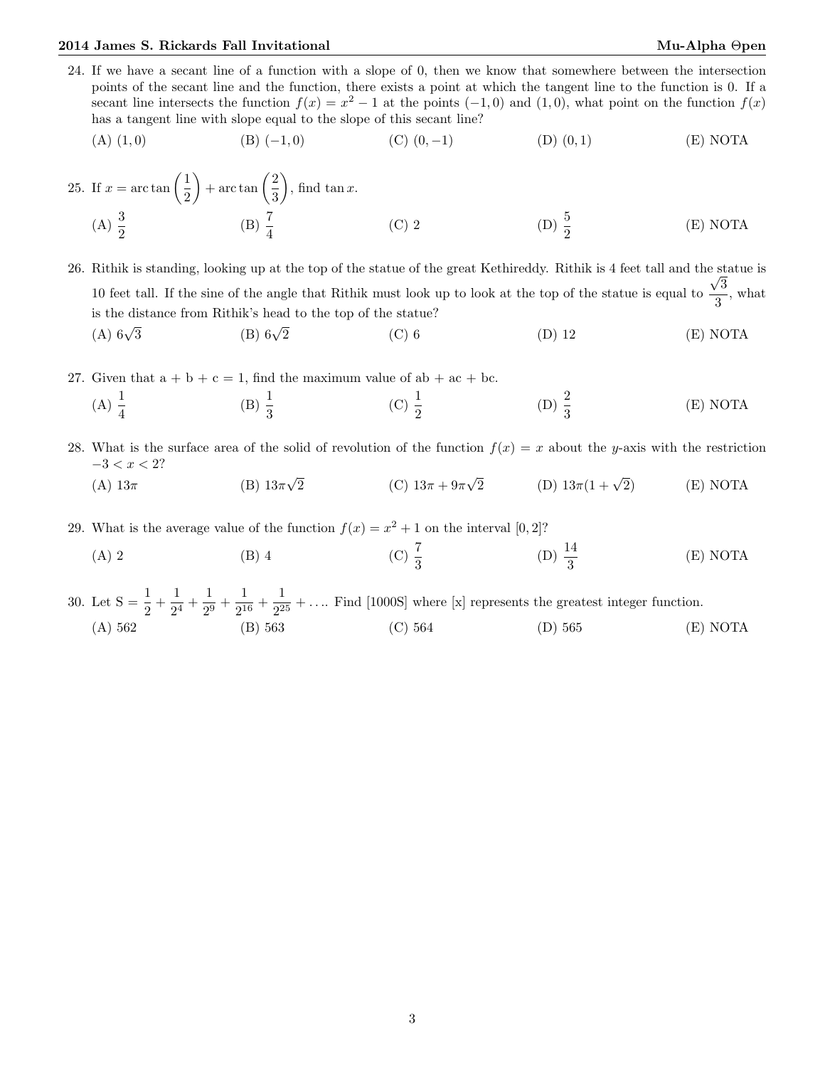24. If we have a secant line of a function with a slope of 0, then we know that somewhere between the intersection points of the secant line and the function, there exists a point at which the tangent line to the function is 0. If a secant line intersects the function $f(x) = x^2 - 1$ at the points $(-1, 0)$ and $(1, 0)$, what point on the function $f(x)$ has a tangent line with slope equal to the slope of this secant line?

    (A) $(1, 0)$ (B) $(-1, 0)$ (C) $(0, -1)$ (D) $(0, 1)$ (E) NOTA

25. If $x = \arctan\left(\frac{1}{2}\right) + \arctan\left(\frac{2}{3}\right)$, find $\tan x$.

    (A) $\frac{3}{2}$ (B) $\frac{7}{4}$ (C) 2 (D) $\frac{5}{2}$ (E) NOTA

26. Rithik is standing, looking up at the top of the statue of the great Kethireddy. Rithik is 4 feet tall and the statue is 10 feet tall. If the sine of the angle that Rithik must look up to look at the top of the statue is equal to $\frac{\sqrt{3}}{3}$, what is the distance from Rithik's head to the top of the statue?

    (A) $6\sqrt{3}$ (B) $6\sqrt{2}$ (C) 6 (D) 12 (E) NOTA

27. Given that a + b + c = 1, find the maximum value of ab + ac + bc.

    (A) $\frac{1}{4}$ (B) $\frac{1}{3}$ (C) $\frac{1}{2}$ (D) $\frac{2}{3}$ (E) NOTA

28. What is the surface area of the solid of revolution of the function $f(x) = x$ about the $y$-axis with the restriction $-3 < x < 2$?

    (A) $13\pi$ (B) $13\pi\sqrt{2}$ (C) $13\pi + 9\pi\sqrt{2}$ (D) $13\pi(1 + \sqrt{2})$ (E) NOTA

29. What is the average value of the function $f(x) = x^2 + 1$ on the interval $[0, 2]$?

    (A) 2 (B) 4 (C) $\frac{7}{3}$ (D) $\frac{14}{3}$ (E) NOTA

30. Let S = $\frac{1}{2} + \frac{1}{2^4} + \frac{1}{2^9} + \frac{1}{2^{16}} + \frac{1}{2^{25}} + \ldots$. Find [1000S] where [x] represents the greatest integer function.

    (A) 562 (B) 563 (C) 564 (D) 565 (E) NOTA